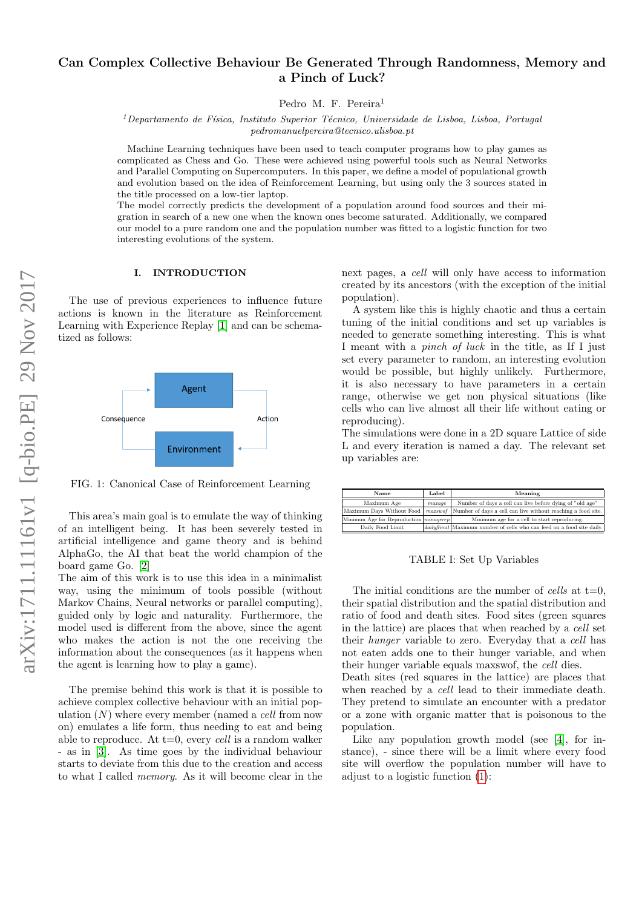# Can Complex Collective Behaviour Be Generated Through Randomness, Memory and a Pinch of Luck?

Pedro M. F. Pereira[1]

[1]*Departamento de Física, Instituto Superior Técnico, Universidade de Lisboa, Lisboa, Portugal*
*pedromanuelpereira@tecnico.ulisboa.pt*

Machine Learning techniques have been used to teach computer programs how to play games as complicated as Chess and Go. These were achieved using powerful tools such as Neural Networks and Parallel Computing on Supercomputers. In this paper, we define a model of populational growth and evolution based on the idea of Reinforcement Learning, but using only the 3 sources stated in the title processed on a low-tier laptop.
The model correctly predicts the development of a population around food sources and their migration in search of a new one when the known ones become saturated. Additionally, we compared our model to a pure random one and the population number was fitted to a logistic function for two interesting evolutions of the system.

## I. INTRODUCTION

The use of previous experiences to influence future actions is known in the literature as Reinforcement Learning with Experience Replay [1] and can be schematized as follows:

Agent → Action → Environment → Consequence → Agent

FIG. 1: Canonical Case of Reinforcement Learning

This area's main goal is to emulate the way of thinking of an intelligent being. It has been severely tested in artificial intelligence and game theory and is behind AlphaGo, the AI that beat the world champion of the board game Go. [2]
The aim of this work is to use this idea in a minimalist way, using the minimum of tools possible (without Markov Chains, Neural networks or parallel computing), guided only by logic and naturality. Furthermore, the model used is different from the classic one, since the agent who makes the action is not the one receiving the information about the consequences (as it happens when the agent is learning how to play a game).

The premise behind this work is that it is possible to achieve complex collective behaviour with an initial population ($N$) where every member (named a *cell* from now on) emulates a life form, thus needing to eat and being able to reproduce. At t=0, every *cell* is a random walker - as in [3]. As time goes by the individual behaviour starts to deviate from this due to the creation and access to what I called *memory*. As it will become clear in the next pages, a *cell* will only have access to information created by its ancestors (with the exception of the initial population).

A system like this is highly chaotic and thus a certain tuning of the initial conditions and set up variables is needed to generate something interesting. This is what I meant with a *pinch of luck* in the title, as If I just set every parameter to random, an interesting evolution would be possible, but highly unlikely. Furthermore, it is also necessary to have parameters in a certain range, otherwise we get non physical situations (like cells who can live almost all their life without eating or reproducing).
The simulations were done in a 2D square Lattice of side L and every iteration is named a day. The relevant set up variables are:

| Name | Label | Meaning |
|---|---|---|
| Maximum Age | *maxage* | Number of days a cell can live before dying of "old age" |
| Maximum Days Without Food | *maxswof* | Number of days a cell can live without reaching a food site. |
| Minimun Age for Reproduction | *minagerep* | Minimum age for a cell to start reproducing. |
| Daily Food Limit | *dailyflimit* | Maximum number of cells who can feed on a food site daily. |

TABLE I: Set Up Variables

The initial conditions are the number of *cells* at t=0, their spatial distribution and the spatial distribution and ratio of food and death sites. Food sites (green squares in the lattice) are places that when reached by a *cell* set their *hunger* variable to zero. Everyday that a *cell* has not eaten adds one to their hunger variable, and when their hunger variable equals maxswof, the *cell* dies.
Death sites (red squares in the lattice) are places that when reached by a *cell* lead to their immediate death. They pretend to simulate an encounter with a predator or a zone with organic matter that is poisonous to the population.

Like any population growth model (see [4], for instance), - since there will be a limit where every food site will overflow the population number will have to adjust to a logistic function (1):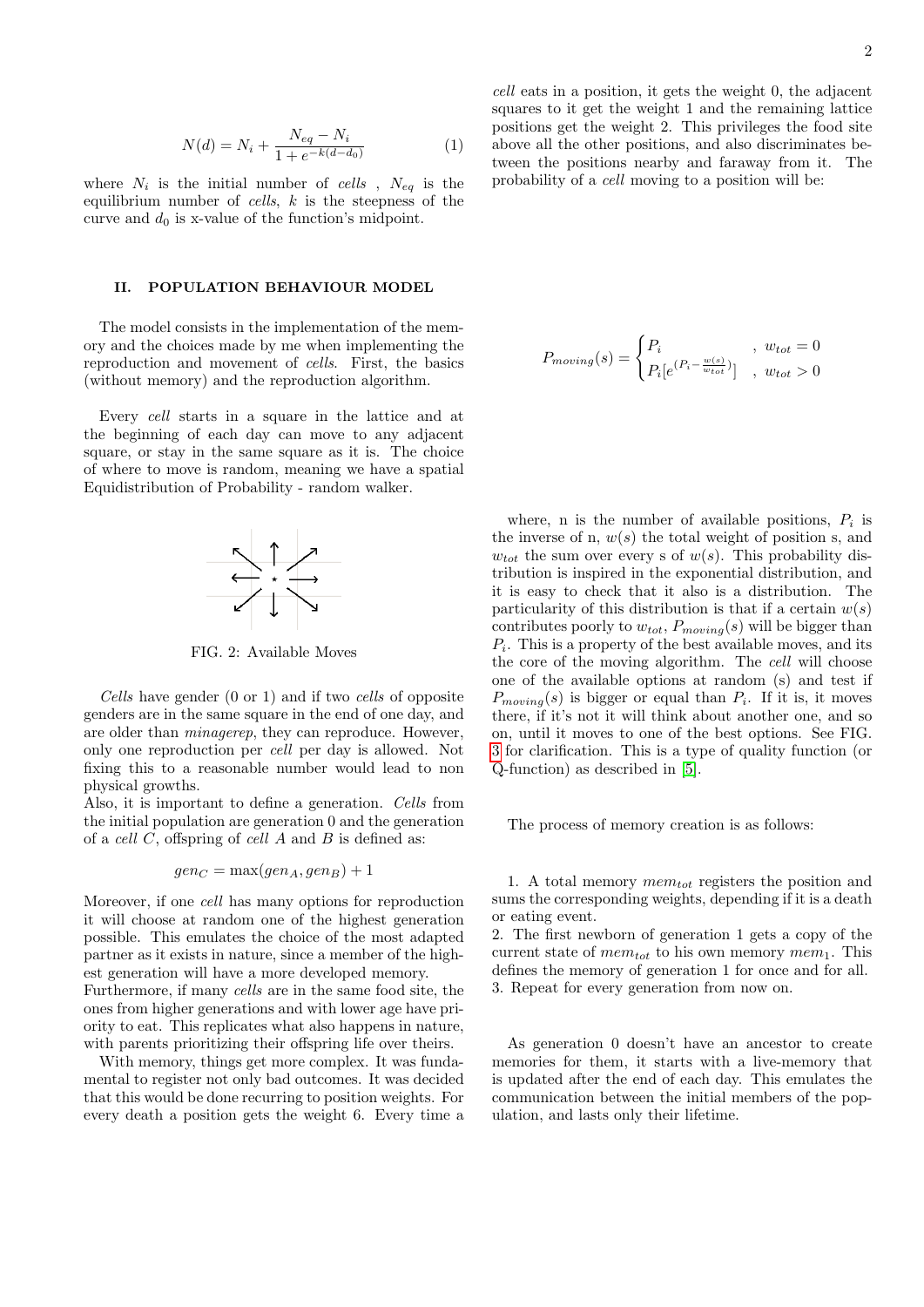$$N(d) = N_i + \frac{N_{eq} - N_i}{1 + e^{-k(d-d_0)}} \tag{1}$$

where $N_i$ is the initial number of *cells* , $N_{eq}$ is the equilibrium number of *cells*, $k$ is the steepness of the curve and $d_0$ is x-value of the function's midpoint.

## II. POPULATION BEHAVIOUR MODEL

The model consists in the implementation of the memory and the choices made by me when implementing the reproduction and movement of *cells*. First, the basics (without memory) and the reproduction algorithm.

Every *cell* starts in a square in the lattice and at the beginning of each day can move to any adjacent square, or stay in the same square as it is. The choice of where to move is random, meaning we have a spatial Equidistribution of Probability - random walker.

FIG. 2: Available Moves

*Cells* have gender (0 or 1) and if two *cells* of opposite genders are in the same square in the end of one day, and are older than *minagerep*, they can reproduce. However, only one reproduction per *cell* per day is allowed. Not fixing this to a reasonable number would lead to non physical growths.
Also, it is important to define a generation. *Cells* from the initial population are generation 0 and the generation of a *cell* $C$, offspring of *cell* $A$ and $B$ is defined as:

$$gen_C = \max(gen_A, gen_B) + 1$$

Moreover, if one *cell* has many options for reproduction it will choose at random one of the highest generation possible. This emulates the choice of the most adapted partner as it exists in nature, since a member of the highest generation will have a more developed memory.
Furthermore, if many *cells* are in the same food site, the ones from higher generations and with lower age have priority to eat. This replicates what also happens in nature, with parents prioritizing their offspring life over theirs.

With memory, things get more complex. It was fundamental to register not only bad outcomes. It was decided that this would be done recurring to position weights. For every death a position gets the weight 6. Every time a *cell* eats in a position, it gets the weight 0, the adjacent squares to it get the weight 1 and the remaining lattice positions get the weight 2. This privileges the food site above all the other positions, and also discriminates between the positions nearby and faraway from it. The probability of a *cell* moving to a position will be:

$$P_{moving}(s) = \begin{cases} P_i & , \ w_{tot} = 0 \\ P_i[e^{(P_i - \frac{w(s)}{w_{tot}})}] & , \ w_{tot} > 0 \end{cases}$$

where, n is the number of available positions, $P_i$ is the inverse of n, $w(s)$ the total weight of position s, and $w_{tot}$ the sum over every s of $w(s)$. This probability distribution is inspired in the exponential distribution, and it is easy to check that it also is a distribution. The particularity of this distribution is that if a certain $w(s)$ contributes poorly to $w_{tot}$, $P_{moving}(s)$ will be bigger than $P_i$. This is a property of the best available moves, and its the core of the moving algorithm. The *cell* will choose one of the available options at random (s) and test if $P_{moving}(s)$ is bigger or equal than $P_i$. If it is, it moves there, if it's not it will think about another one, and so on, until it moves to one of the best options. See FIG. 3 for clarification. This is a type of quality function (or Q-function) as described in [5].

The process of memory creation is as follows:

1. A total memory $mem_{tot}$ registers the position and sums the corresponding weights, depending if it is a death or eating event.
2. The first newborn of generation 1 gets a copy of the current state of $mem_{tot}$ to his own memory $mem_1$. This defines the memory of generation 1 for once and for all.
3. Repeat for every generation from now on.

As generation 0 doesn't have an ancestor to create memories for them, it starts with a live-memory that is updated after the end of each day. This emulates the communication between the initial members of the population, and lasts only their lifetime.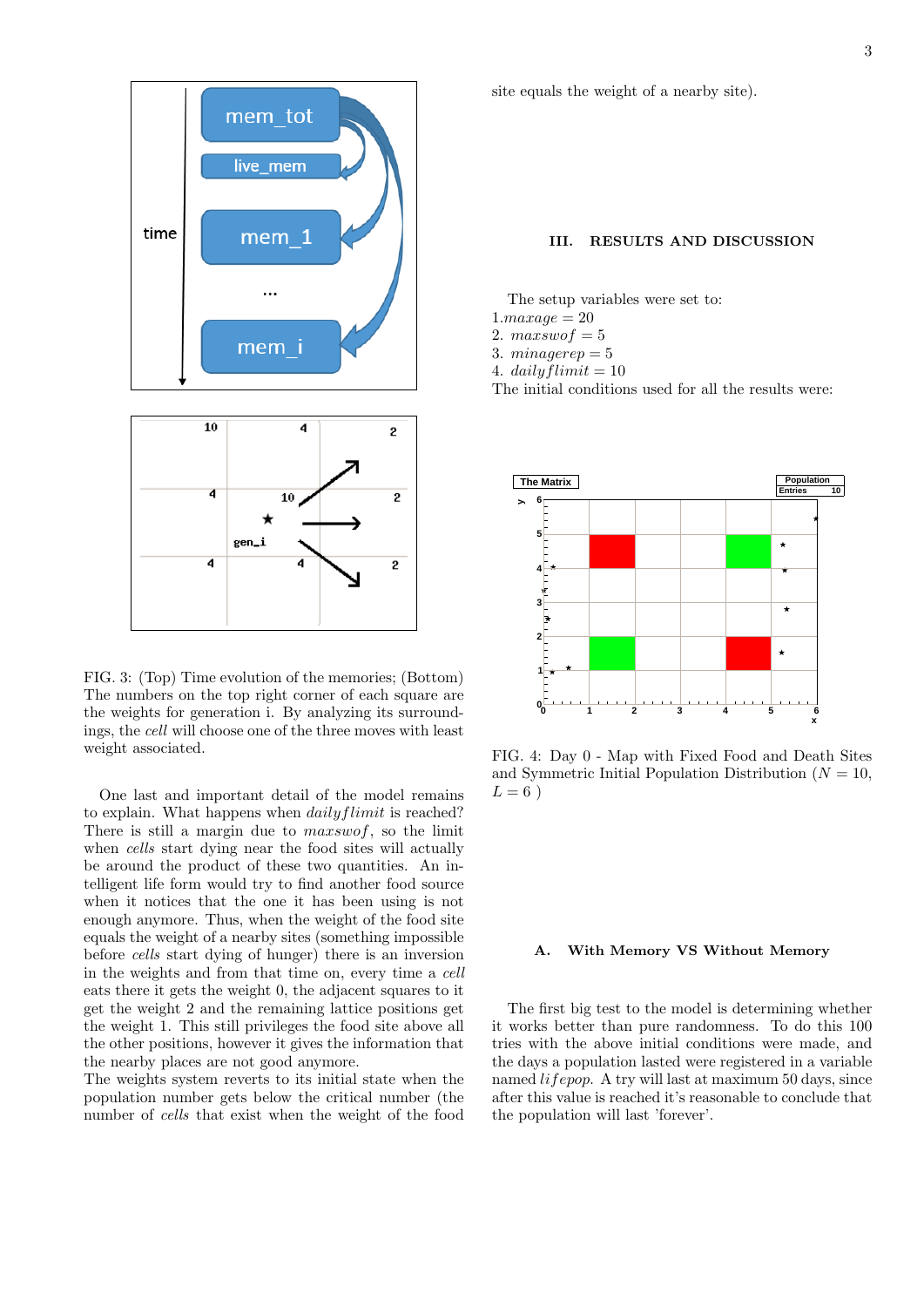FIG. 3: (Top) Time evolution of the memories; (Bottom) The numbers on the top right corner of each square are the weights for generation i. By analyzing its surroundings, the *cell* will choose one of the three moves with least weight associated.

One last and important detail of the model remains to explain. What happens when *dailyflimit* is reached? There is still a margin due to *maxswof*, so the limit when *cells* start dying near the food sites will actually be around the product of these two quantities. An intelligent life form would try to find another food source when it notices that the one it has been using is not enough anymore. Thus, when the weight of the food site equals the weight of a nearby sites (something impossible before *cells* start dying of hunger) there is an inversion in the weights and from that time on, every time a *cell* eats there it gets the weight 0, the adjacent squares to it get the weight 2 and the remaining lattice positions get the weight 1. This still privileges the food site above all the other positions, however it gives the information that the nearby places are not good anymore.
The weights system reverts to its initial state when the population number gets below the critical number (the number of *cells* that exist when the weight of the food site equals the weight of a nearby site).

## III. RESULTS AND DISCUSSION

The setup variables were set to:
1.$maxage = 20$
2. $maxswof = 5$
3. $minagerep = 5$
4. $dailyflimit = 10$
The initial conditions used for all the results were:

FIG. 4: Day 0 - Map with Fixed Food and Death Sites and Symmetric Initial Population Distribution ($N = 10$, $L = 6$ )

### A. With Memory VS Without Memory

The first big test to the model is determining whether it works better than pure randomness. To do this 100 tries with the above initial conditions were made, and the days a population lasted were registered in a variable named *lifepop*. A try will last at maximum 50 days, since after this value is reached it's reasonable to conclude that the population will last 'forever'.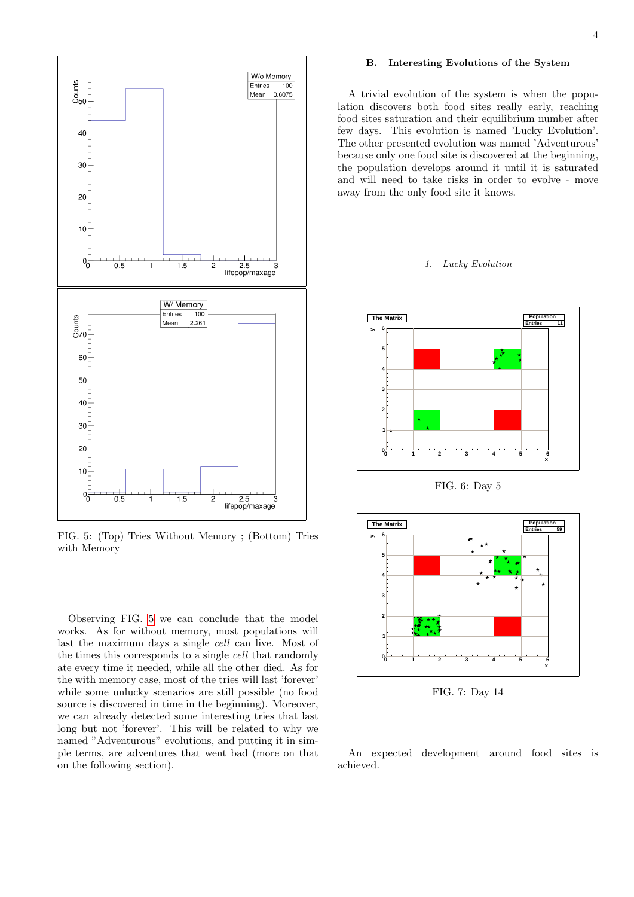FIG. 5: (Top) Tries Without Memory ; (Bottom) Tries with Memory

Observing FIG. 5 we can conclude that the model works. As for without memory, most populations will last the maximum days a single *cell* can live. Most of the times this corresponds to a single *cell* that randomly ate every time it needed, while all the other died. As for the with memory case, most of the tries will last 'forever' while some unlucky scenarios are still possible (no food source is discovered in time in the beginning). Moreover, we can already detected some interesting tries that last long but not 'forever'. This will be related to why we named "Adventurous" evolutions, and putting it in simple terms, are adventures that went bad (more on that on the following section).

## B. Interesting Evolutions of the System

A trivial evolution of the system is when the population discovers both food sites really early, reaching food sites saturation and their equilibrium number after few days. This evolution is named 'Lucky Evolution'. The other presented evolution was named 'Adventurous' because only one food site is discovered at the beginning, the population develops around it until it is saturated and will need to take risks in order to evolve - move away from the only food site it knows.

### 1. Lucky Evolution

FIG. 6: Day 5

FIG. 7: Day 14

An expected development around food sites is achieved.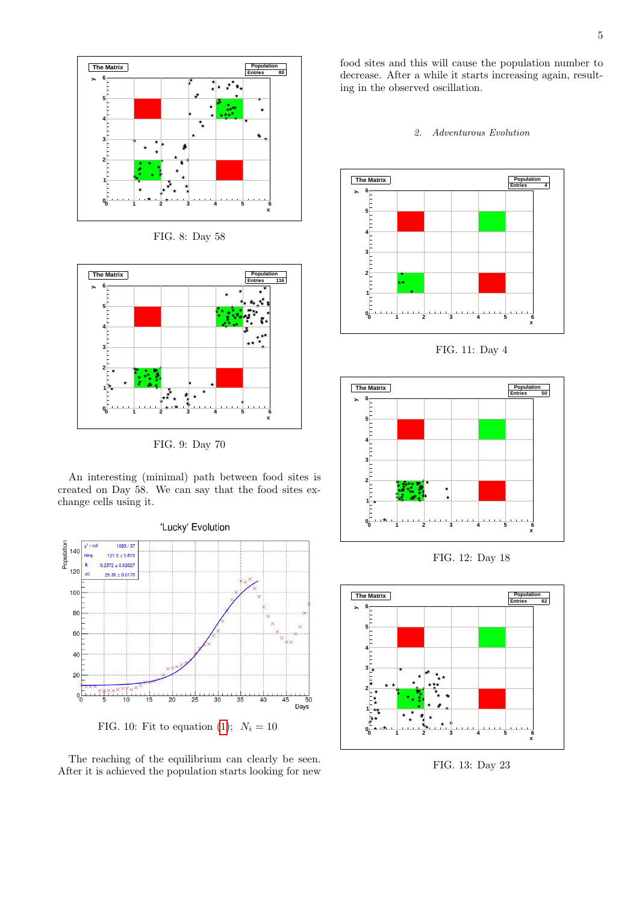FIG. 8: Day 58

FIG. 9: Day 70

An interesting (minimal) path between food sites is created on Day 58. We can say that the food sites exchange cells using it.

FIG. 10: Fit to equation (1); $N_i = 10$

The reaching of the equilibrium can clearly be seen. After it is achieved the population starts looking for new food sites and this will cause the population number to decrease. After a while it starts increasing again, resulting in the observed oscillation.

### 2. *Adventurous Evolution*

FIG. 11: Day 4

FIG. 12: Day 18

FIG. 13: Day 23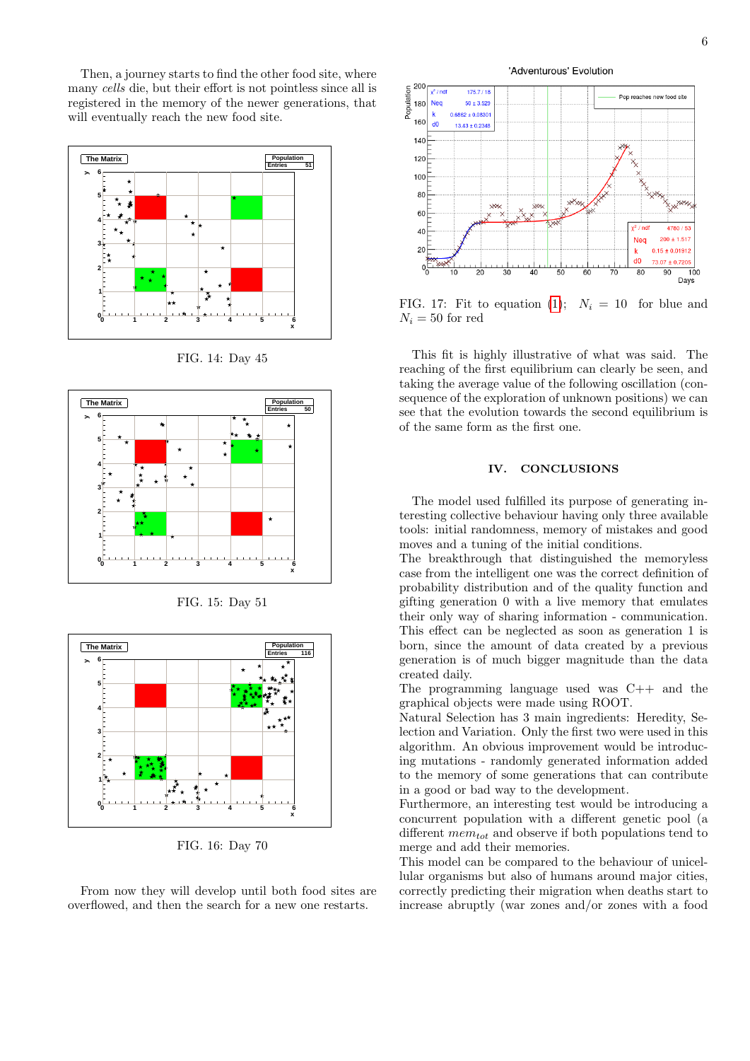Then, a journey starts to find the other food site, where many *cells* die, but their effort is not pointless since all is registered in the memory of the newer generations, that will eventually reach the new food site.

FIG. 14: Day 45

FIG. 15: Day 51

FIG. 16: Day 70

From now they will develop until both food sites are overflowed, and then the search for a new one restarts.

FIG. 17: Fit to equation (1); $N_i = 10$ for blue and $N_i = 50$ for red

This fit is highly illustrative of what was said. The reaching of the first equilibrium can clearly be seen, and taking the average value of the following oscillation (consequence of the exploration of unknown positions) we can see that the evolution towards the second equilibrium is of the same form as the first one.

## IV. CONCLUSIONS

The model used fulfilled its purpose of generating interesting collective behaviour having only three available tools: initial randomness, memory of mistakes and good moves and a tuning of the initial conditions.
The breakthrough that distinguished the memoryless case from the intelligent one was the correct definition of probability distribution and of the quality function and gifting generation 0 with a live memory that emulates their only way of sharing information - communication. This effect can be neglected as soon as generation 1 is born, since the amount of data created by a previous generation is of much bigger magnitude than the data created daily.
The programming language used was C++ and the graphical objects were made using ROOT.
Natural Selection has 3 main ingredients: Heredity, Selection and Variation. Only the first two were used in this algorithm. An obvious improvement would be introducing mutations - randomly generated information added to the memory of some generations that can contribute in a good or bad way to the development.
Furthermore, an interesting test would be introducing a concurrent population with a different genetic pool (a different $mem_{tot}$ and observe if both populations tend to merge and add their memories.
This model can be compared to the behaviour of unicellular organisms but also of humans around major cities, correctly predicting their migration when deaths start to increase abruptly (war zones and/or zones with a food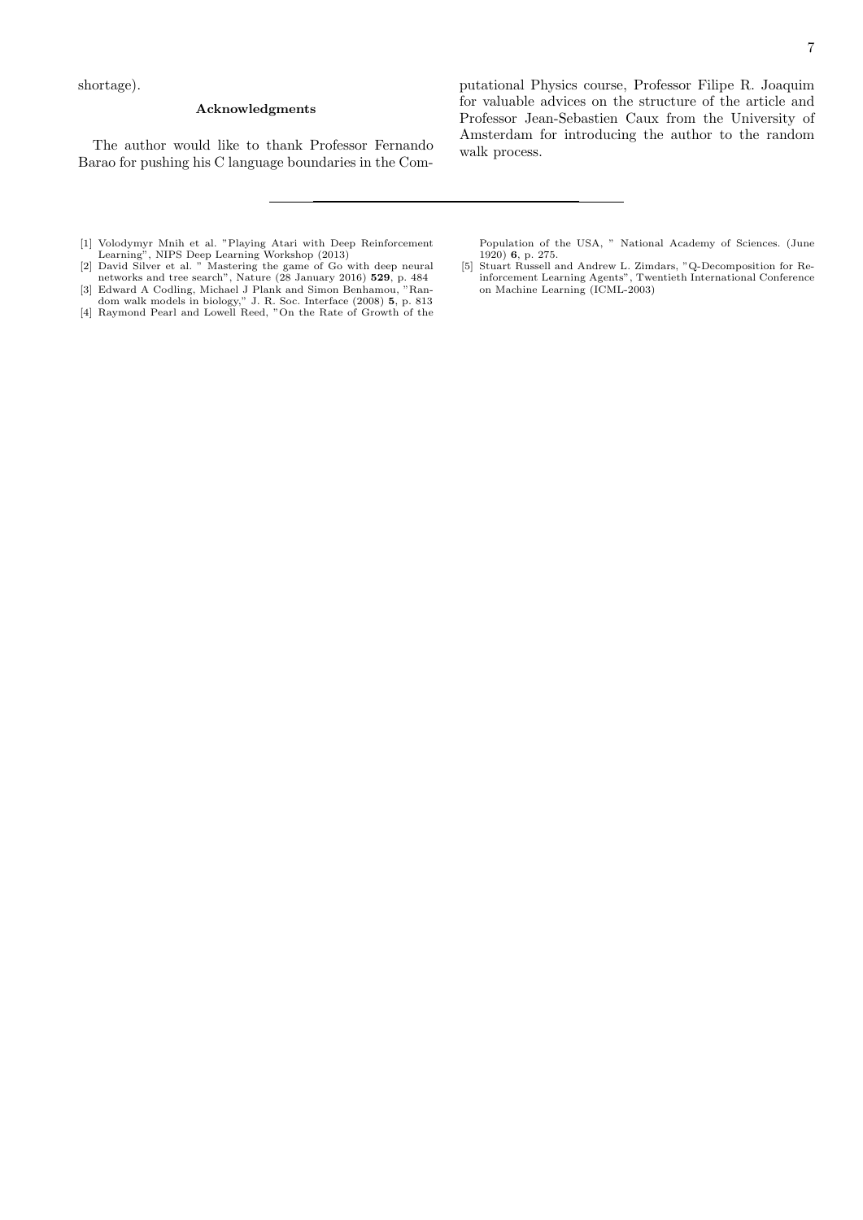shortage).

### Acknowledgments

The author would like to thank Professor Fernando Barao for pushing his C language boundaries in the Computational Physics course, Professor Filipe R. Joaquim for valuable advices on the structure of the article and Professor Jean-Sebastien Caux from the University of Amsterdam for introducing the author to the random walk process.

---

[1] Volodymyr Mnih et al. "Playing Atari with Deep Reinforcement Learning", NIPS Deep Learning Workshop (2013)

[2] David Silver et al. " Mastering the game of Go with deep neural networks and tree search", Nature (28 January 2016) **529**, p. 484

[3] Edward A Codling, Michael J Plank and Simon Benhamou, "Random walk models in biology," J. R. Soc. Interface (2008) **5**, p. 813

[4] Raymond Pearl and Lowell Reed, "On the Rate of Growth of the Population of the USA, " National Academy of Sciences. (June 1920) **6**, p. 275.

[5] Stuart Russell and Andrew L. Zimdars, "Q-Decomposition for Reinforcement Learning Agents", Twentieth International Conference on Machine Learning (ICML-2003)